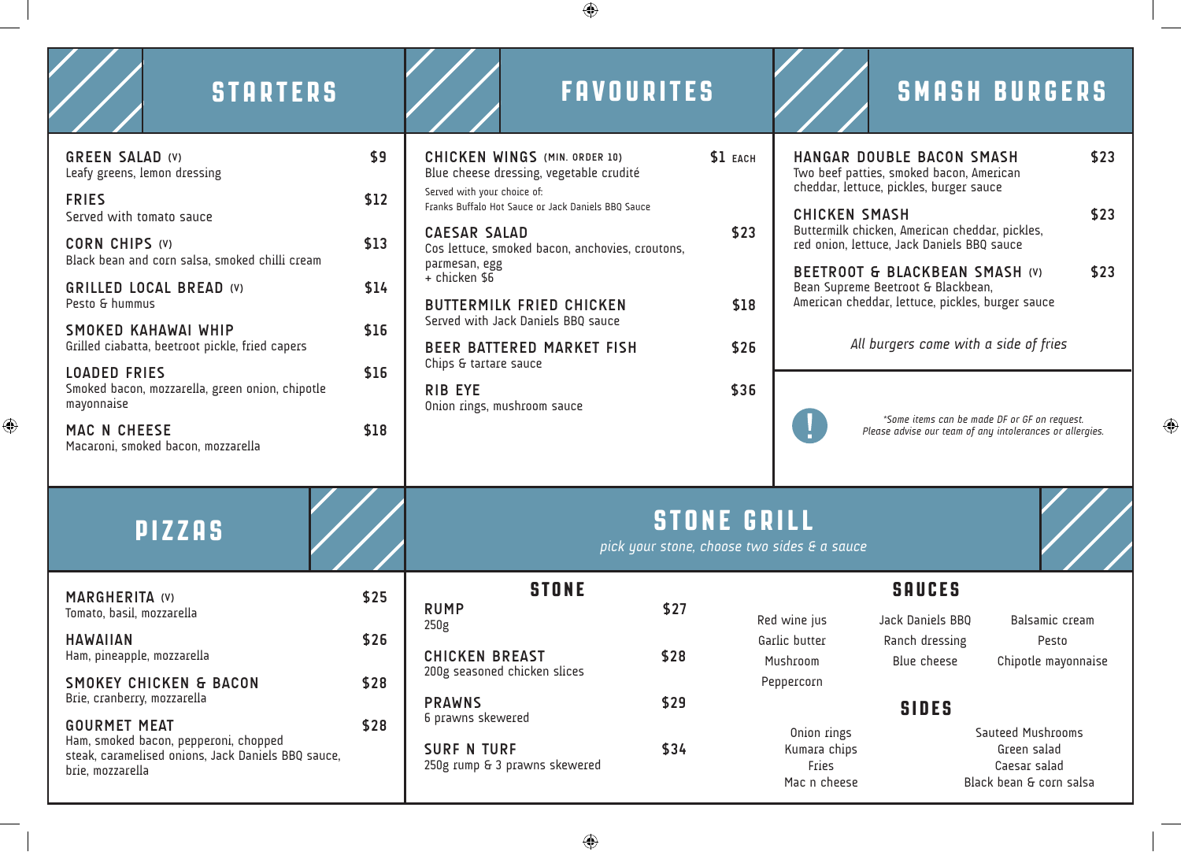## STARTERS

**GREEN SALAD (V)** — $9
Leafy greens, lemon dressing

**FRIES** — $12
Served with tomato sauce

**CORN CHIPS (V)** — $13
Black bean and corn salsa, smoked chilli cream

**GRILLED LOCAL BREAD (V)** — $14
Pesto & hummus

**SMOKED KAHAWAI WHIP** — $16
Grilled ciabatta, beetroot pickle, fried capers

**LOADED FRIES** — $16
Smoked bacon, mozzarella, green onion, chipotle mayonnaise

**MAC N CHEESE** — $18
Macaroni, smoked bacon, mozzarella

## FAVOURITES

**CHICKEN WINGS (MIN. ORDER 10)** — $1 EACH
Blue cheese dressing, vegetable crudité
Served with your choice of:
Franks Buffalo Hot Sauce or Jack Daniels BBQ Sauce

**CAESAR SALAD** — $23
Cos lettuce, smoked bacon, anchovies, croutons, parmesan, egg
+ chicken $6

**BUTTERMILK FRIED CHICKEN** — $18
Served with Jack Daniels BBQ sauce

**BEER BATTERED MARKET FISH** — $26
Chips & tartare sauce

**RIB EYE** — $36
Onion rings, mushroom sauce

## SMASH BURGERS

**HANGAR DOUBLE BACON SMASH** — $23
Two beef patties, smoked bacon, American cheddar, lettuce, pickles, burger sauce

**CHICKEN SMASH** — $23
Buttermilk chicken, American cheddar, pickles, red onion, lettuce, Jack Daniels BBQ sauce

**BEETROOT & BLACKBEAN SMASH (V)** — $23
Bean Supreme Beetroot & Blackbean, American cheddar, lettuce, pickles, burger sauce

*All burgers come with a side of fries*

! *\*Some items can be made DF or GF on request. Please advise our team of any intolerances or allergies.*

## PIZZAS

**MARGHERITA (V)** — $25
Tomato, basil, mozzarella

**HAWAIIAN** — $26
Ham, pineapple, mozzarella

**SMOKEY CHICKEN & BACON** — $28
Brie, cranberry, mozzarella

**GOURMET MEAT** — $28
Ham, smoked bacon, pepperoni, chopped steak, caramelised onions, Jack Daniels BBQ sauce, brie, mozzarella

## STONE GRILL

*pick your stone, choose two sides & a sauce*

### STONE

**RUMP** — $27
250g

**CHICKEN BREAST** — $28
200g seasoned chicken slices

**PRAWNS** — $29
6 prawns skewered

**SURF N TURF** — $34
250g rump & 3 prawns skewered

### SAUCES

Red wine jus, Garlic butter, Mushroom, Peppercorn, Jack Daniels BBQ, Ranch dressing, Blue cheese, Balsamic cream, Pesto, Chipotle mayonnaise

### SIDES

Onion rings, Kumara chips, Fries, Mac n cheese, Sauteed Mushrooms, Green salad, Caesar salad, Black bean & corn salsa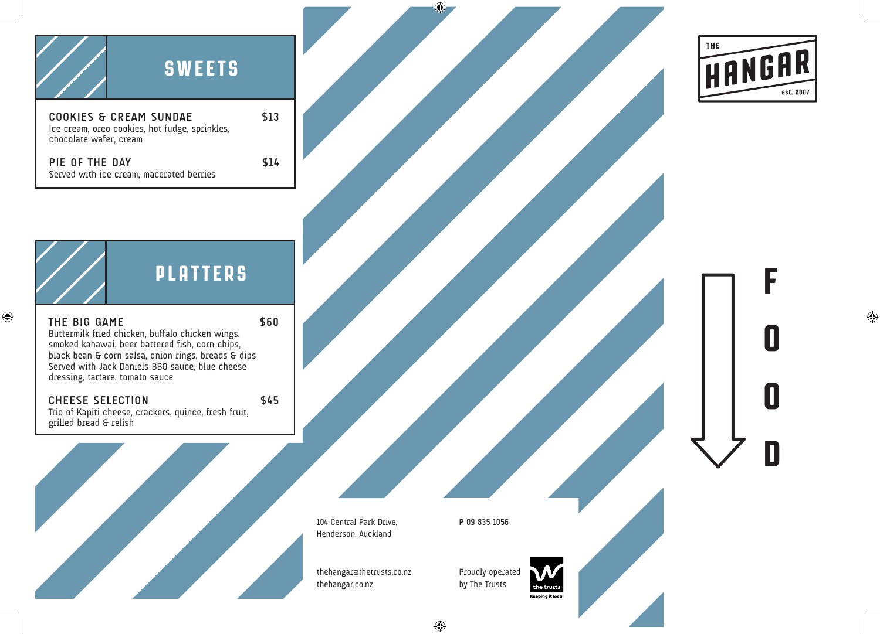## SWEETS

**COOKIES & CREAM SUNDAE** $13
Ice cream, oreo cookies, hot fudge, sprinkles, chocolate wafer, cream

**PIE OF THE DAY** $14
Served with ice cream, macerated berries

## PLATTERS

**THE BIG GAME** $60
Buttermilk fried chicken, buffalo chicken wings, smoked kahawai, beer battered fish, corn chips, black bean & corn salsa, onion rings, breads & dips
Served with Jack Daniels BBQ sauce, blue cheese dressing, tartare, tomato sauce

**CHEESE SELECTION** $45
Trio of Kapiti cheese, crackers, quince, fresh fruit, grilled bread & relish

104 Central Park Drive,
Henderson, Auckland

**P** 09 835 1056

thehangar@thetrusts.co.nz
thehangar.co.nz

Proudly operated by The Trusts

the trusts
Keeping it local

THE HANGAR
est. 2007

# FOOD